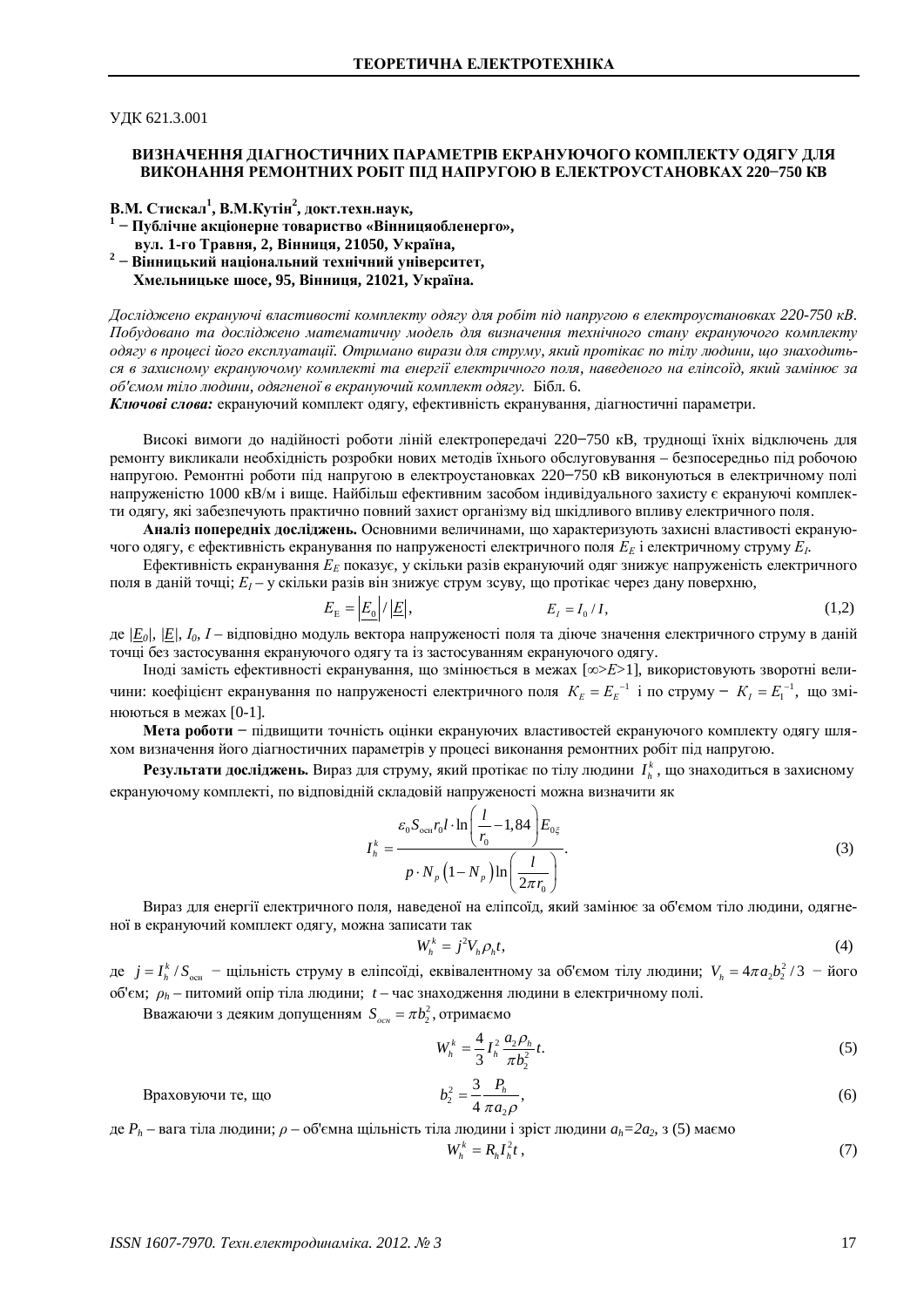УДК 621.3.001

# ВИЗНАЧЕННЯ ДІАГНОСТИЧНИХ ПАРАМЕТРІВ ЕКРАНУЮЧОГО КОМПЛЕКТУ ОДЯГУ ДЛЯ ВИКОНАННЯ РЕМОНТНИХ РОБІТ ПІД НАПРУГОЮ В ЕЛЕКТРОУСТАНОВКАХ 220−750 КВ

**В.М. Стискал[1], В.М.Кутін[2], докт.техн.наук,**
**[1] − Публічне акціонерне товариство «Вінницяобленерго»,**
**вул. 1-го Травня, 2, Вінниця, 21050, Україна,**
**[2] − Вінницький національний технічний університет,**
**Хмельницьке шосе, 95, Вінниця, 21021, Україна.**

*Досліджено екрануючі властивості комплекту одягу для робіт під напругою в електроустановках 220-750 кВ. Побудовано та досліджено математичну модель для визначення технічного стану екрануючого комплекту одягу в процесі його експлуатації. Отримано вирази для струму, який протікає по тілу людини, що знаходиться в захисному екрануючому комплекті та енергії електричного поля, наведеного на еліпсоїд, який замінює за об'ємом тіло людини, одягненої в екрануючий комплект одягу.* Бібл. 6.

***Ключові слова:*** екрануючий комплект одягу, ефективність екранування, діагностичні параметри.

Високі вимоги до надійності роботи ліній електропередачі 220−750 кВ, труднощі їхніх відключень для ремонту викликали необхідність розробки нових методів їхнього обслуговування – безпосередньо під робочою напругою. Ремонтні роботи під напругою в електроустановках 220−750 кВ виконуються в електричному полі напруженістю 1000 кВ/м і вище. Найбільш ефективним засобом індивідуального захисту є екрануючі комплекти одягу, які забезпечують практично повний захист організму від шкідливого впливу електричного поля.

**Аналіз попередніх досліджень.** Основними величинами, що характеризують захисні властивості екрануючого одягу, є ефективність екранування по напруженості електричного поля $E_E$ і електричному струму $E_I$.

Ефективність екранування $E_E$ показує, у скільки разів екрануючий одяг знижує напруженість електричного поля в даній точці; $E_I$ – у скільки разів він знижує струм зсуву, що протікає через дану поверхню,

$$E_{\rm E} = \left|\underline{E_0}\right| / \left|\underline{E}\right|, \qquad\qquad E_I = I_0 / I, \tag{1,2}$$

де $|\underline{E_0}|$, $|\underline{E}|$, $I_0$, $I$ – відповідно модуль вектора напруженості поля та діюче значення електричного струму в даній точці без застосування екрануючого одягу та із застосуванням екрануючого одягу.

Іноді замість ефективності екранування, що змінюється в межах [$\infty$>$E$>1], використовують зворотні величини: коефіцієнт екранування по напруженості електричного поля $K_E = E_E^{-1}$ і по струму − $K_I = E_{\rm I}^{-1}$, що змінюються в межах [0-1].

**Мета роботи** − підвищити точність оцінки екрануючих властивостей екрануючого комплекту одягу шляхом визначення його діагностичних параметрів у процесі виконання ремонтних робіт під напругою.

**Результати досліджень.** Вираз для струму, який протікає по тілу людини $I_h^k$, що знаходиться в захисному екрануючому комплекті, по відповідній складовій напруженості можна визначити як

$$I_h^k = \frac{\varepsilon_0 S_{\rm осн} r_0 l \cdot \ln\left(\dfrac{l}{r_0} - 1{,}84\right) E_{0\xi}}{p \cdot N_p \left(1 - N_p\right) \ln\left(\dfrac{l}{2\pi r_0}\right)}. \tag{3}$$

Вираз для енергії електричного поля, наведеної на еліпсоїд, який замінює за об'ємом тіло людини, одягненої в екрануючий комплект одягу, можна записати так

$$W_h^k = j^2 V_h \rho_h t, \tag{4}$$

де $j = I_h^k / S_{\rm осн}$ − щільність струму в еліпсоїді, еквівалентному за об'ємом тілу людини; $V_h = 4\pi a_2 b_2^2 / 3$ − його об'єм; $\rho_h$ – питомий опір тіла людини; $t$ – час знаходження людини в електричному полі.

Вважаючи з деяким допущенням $S_{осн} = \pi b_2^2$, отримаємо

$$W_h^k = \frac{4}{3} I_h^2 \frac{a_2 \rho_h}{\pi b_2^2} t. \tag{5}$$

Враховуючи те, що

$$b_2^2 = \frac{3}{4} \frac{P_h}{\pi a_2 \rho}, \tag{6}$$

де $P_h$ – вага тіла людини; $\rho$ – об'ємна щільність тіла людини і зріст людини $a_h$=2$a_2$, з (5) маємо

$$W_h^k = R_h I_h^2 t, \tag{7}$$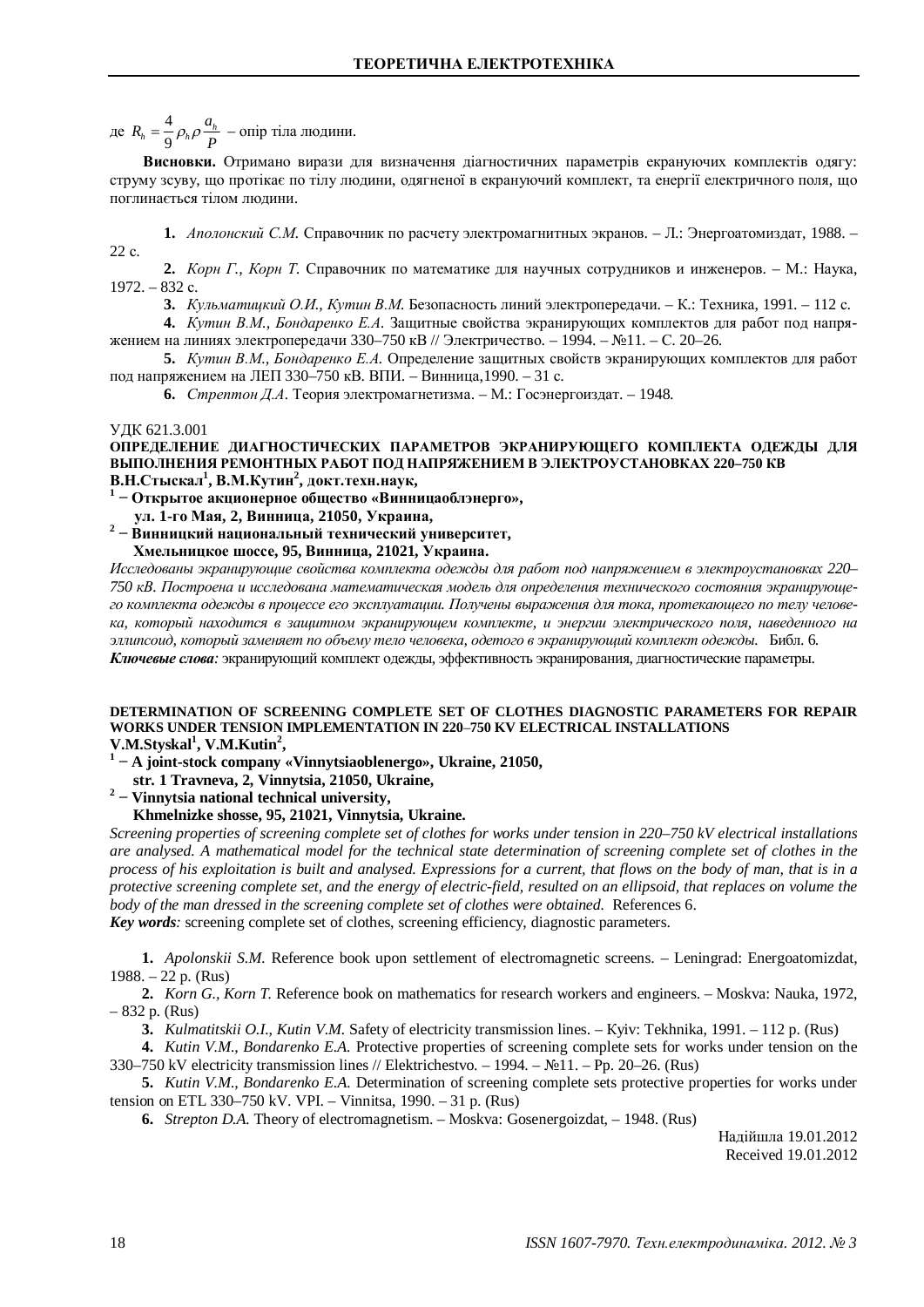де $R_h = \frac{4}{9}\rho_h \rho \frac{a_h}{P}$ – опір тіла людини.

**Висновки.** Отримано вирази для визначення діагностичних параметрів екрануючих комплектів одягу: струму зсуву, що протікає по тілу людини, одягненої в екрануючий комплект, та енергії електричного поля, що поглинається тілом людини.

**1.** *Аполонский С.М.* Справочник по расчету электромагнитных экранов. – Л.: Энергоатомиздат, 1988. – 22 с.

**2.** *Корн Г., Корн Т.* Справочник по математике для научных сотрудников и инженеров. – М.: Наука, 1972. – 832 с.

**3.** *Кульматицкий О.И., Кутин В.М.* Безопасность линий электропередачи. – К.: Техника, 1991. – 112 с.

**4.** *Кутин В.М., Бондаренко Е.А.* Защитные свойства экранирующих комплектов для работ под напряжением на линиях электропередачи 330–750 кВ // Электричество. – 1994. – №11. – С. 20–26.

**5.** *Кутин В.М., Бондаренко Е.А.* Определение защитных свойств экранирующих комплектов для работ под напряжением на ЛЕП 330–750 кВ. ВПИ. – Винница,1990. – 31 с.

**6.** *Стрептон Д.А.* Теория электромагнетизма. – М.: Госэнергоиздат. – 1948.

УДК 621.3.001

**ОПРЕДЕЛЕНИЕ ДИАГНОСТИЧЕСКИХ ПАРАМЕТРОВ ЭКРАНИРУЮЩЕГО КОМПЛЕКТА ОДЕЖДЫ ДЛЯ ВЫПОЛНЕНИЯ РЕМОНТНЫХ РАБОТ ПОД НАПРЯЖЕНИЕМ В ЭЛЕКТРОУСТАНОВКАХ 220–750 КВ**

**В.Н.Стыскал[1], В.М.Кутин[2], докт.техн.наук,**

**[1] – Открытое акционерное общество «Винницаоблэнерго»,**
**ул. 1-го Мая, 2, Винница, 21050, Украина,**

**[2] – Винницкий национальный технический университет,**
**Хмельницкое шоссе, 95, Винница, 21021, Украина.**

*Исследованы экранирующие свойства комплекта одежды для работ под напряжением в электроустановках 220–750 кВ. Построена и исследована математическая модель для определения технического состояния экранирующего комплекта одежды в процессе его эксплуатации. Получены выражения для тока, протекающего по телу человека, который находится в защитном экранирующем комплекте, и энергии электрического поля, наведенного на эллипсоид, который заменяет по объему тело человека, одетого в экранирующий комплект одежды.* Библ. 6.

***Ключевые слова:*** экранирующий комплект одежды, эффективность экранирования, диагностические параметры.

**DETERMINATION OF SCREENING COMPLETE SET OF CLOTHES DIAGNOSTIC PARAMETERS FOR REPAIR WORKS UNDER TENSION IMPLEMENTATION IN 220–750 KV ELECTRICAL INSTALLATIONS**

**V.M.Styskal[1], V.M.Kutin[2],**

**[1] – A joint-stock company «Vinnytsiaoblenergo», Ukraine, 21050,**
**str. 1 Travneva, 2, Vinnytsia, 21050, Ukraine,**

**[2] – Vinnytsia national technical university,**
**Khmelnizke shosse, 95, 21021, Vinnytsia, Ukraine.**

*Screening properties of screening complete set of clothes for works under tension in 220–750 kV electrical installations are analysed. A mathematical model for the technical state determination of screening complete set of clothes in the process of his exploitation is built and analysed. Expressions for a current, that flows on the body of man, that is in a protective screening complete set, and the energy of electric-field, resulted on an ellipsoid, that replaces on volume the body of the man dressed in the screening complete set of clothes were obtained.* References 6.

***Key words:*** screening complete set of clothes, screening efficiency, diagnostic parameters.

**1.** *Apolonskii S.M.* Reference book upon settlement of electromagnetic screens. – Leningrad: Energoatomizdat, 1988. – 22 p. (Rus)

**2.** *Korn G., Korn T.* Reference book on mathematics for research workers and engineers. – Moskva: Nauka, 1972, – 832 p. (Rus)

**3.** *Kulmatitskii O.I., Kutin V.M.* Safety of electricity transmission lines. – Kyiv: Tekhnika, 1991. – 112 p. (Rus)

**4.** *Kutin V.M., Bondarenko E.A.* Protective properties of screening complete sets for works under tension on the 330–750 kV electricity transmission lines // Elektrichestvo. – 1994. – №11. – Pp. 20–26. (Rus)

**5.** *Kutin V.M., Bondarenko E.A.* Determination of screening complete sets protective properties for works under tension on ETL 330–750 kV. VPI. – Vinnitsa, 1990. – 31 p. (Rus)

**6.** *Strepton D.A.* Theory of electromagnetism. – Moskva: Gosenergoizdat, – 1948. (Rus)

Надійшла 19.01.2012
Received 19.01.2012